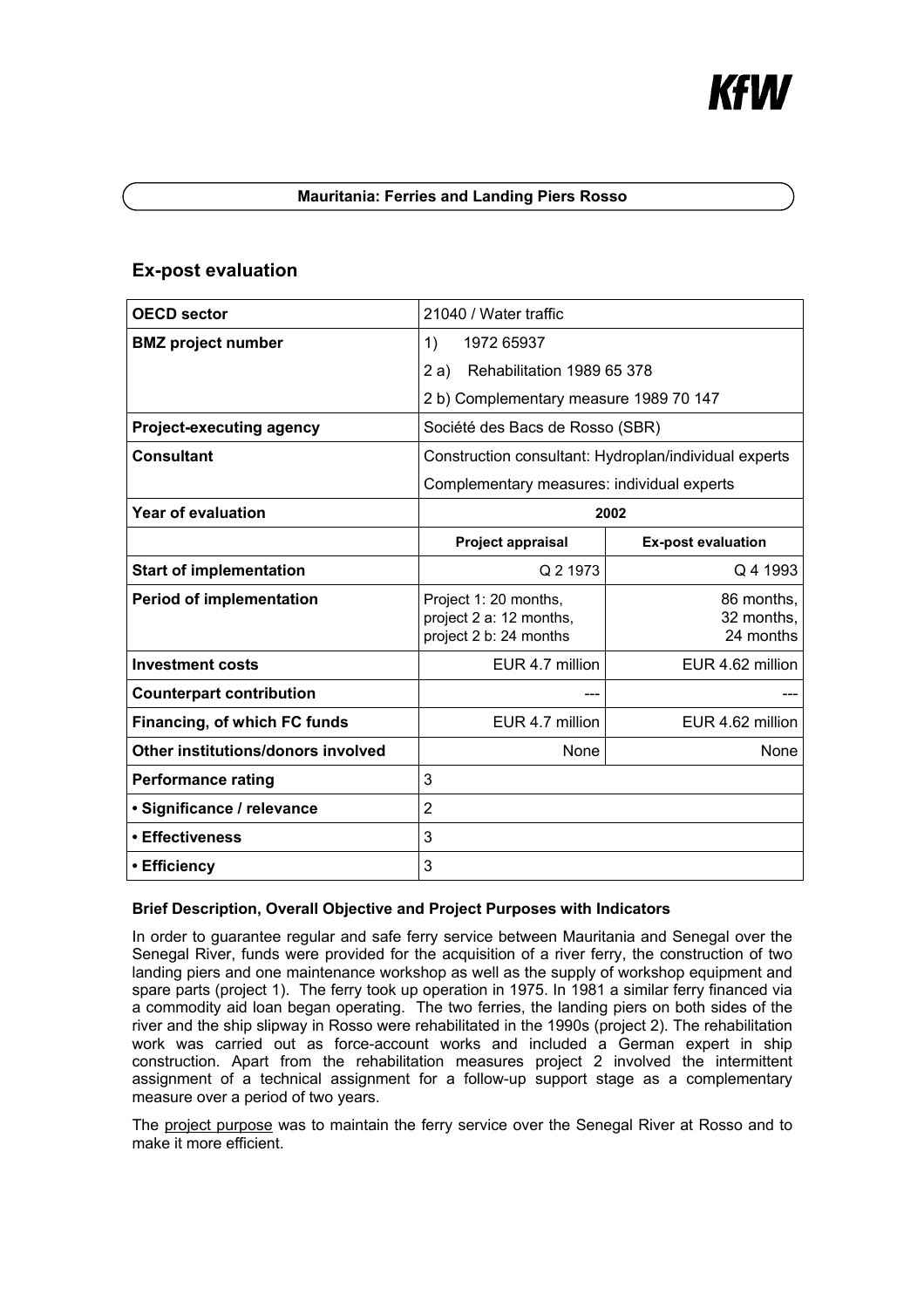# Mauritania: Ferries and Landing Piers Rosso

## Ex-post evaluation

| OECD sector | 21040 / Water traffic | |
|---|---|---|
| BMZ project number | 1) 1972 65937<br>2 a) Rehabilitation 1989 65 378<br>2 b) Complementary measure 1989 70 147 | |
| Project-executing agency | Société des Bacs de Rosso (SBR) | |
| Consultant | Construction consultant: Hydroplan/individual experts<br>Complementary measures: individual experts | |
| Year of evaluation | 2002 | |
| | **Project appraisal** | **Ex-post evaluation** |
| Start of implementation | Q 2 1973 | Q 4 1993 |
| Period of implementation | Project 1: 20 months, project 2 a: 12 months, project 2 b: 24 months | 86 months, 32 months, 24 months |
| Investment costs | EUR 4.7 million | EUR 4.62 million |
| Counterpart contribution | --- | --- |
| Financing, of which FC funds | EUR 4.7 million | EUR 4.62 million |
| Other institutions/donors involved | None | None |
| Performance rating | 3 | |
| • Significance / relevance | 2 | |
| • Effectiveness | 3 | |
| • Efficiency | 3 | |

**Brief Description, Overall Objective and Project Purposes with Indicators**

In order to guarantee regular and safe ferry service between Mauritania and Senegal over the Senegal River, funds were provided for the acquisition of a river ferry, the construction of two landing piers and one maintenance workshop as well as the supply of workshop equipment and spare parts (project 1). The ferry took up operation in 1975. In 1981 a similar ferry financed via a commodity aid loan began operating. The two ferries, the landing piers on both sides of the river and the ship slipway in Rosso were rehabilitated in the 1990s (project 2). The rehabilitation work was carried out as force-account works and included a German expert in ship construction. Apart from the rehabilitation measures project 2 involved the intermittent assignment of a technical assignment for a follow-up support stage as a complementary measure over a period of two years.

The project purpose was to maintain the ferry service over the Senegal River at Rosso and to make it more efficient.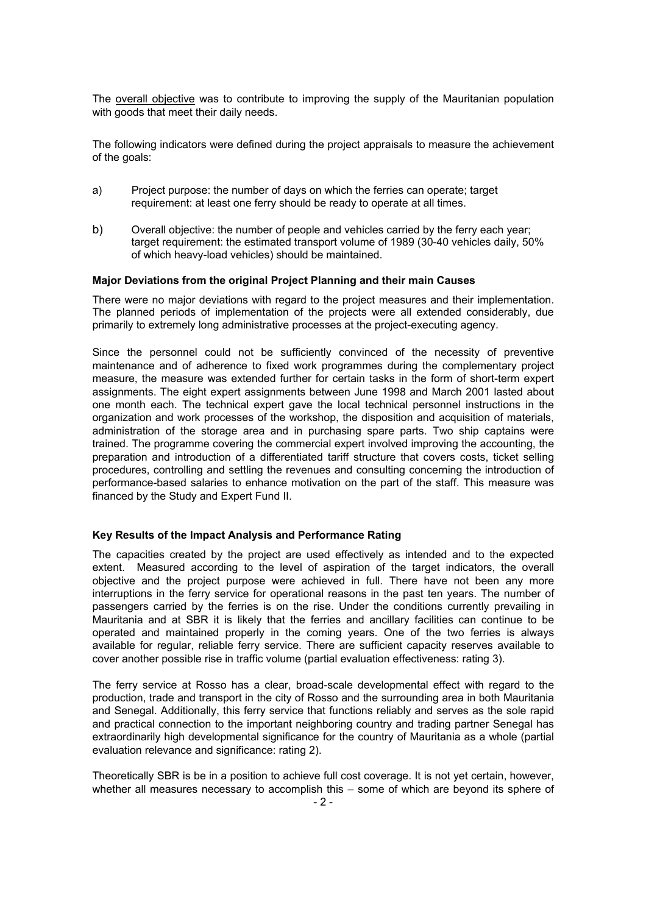The overall objective was to contribute to improving the supply of the Mauritanian population with goods that meet their daily needs.

The following indicators were defined during the project appraisals to measure the achievement of the goals:

a) Project purpose: the number of days on which the ferries can operate; target requirement: at least one ferry should be ready to operate at all times.

b) Overall objective: the number of people and vehicles carried by the ferry each year; target requirement: the estimated transport volume of 1989 (30-40 vehicles daily, 50% of which heavy-load vehicles) should be maintained.

**Major Deviations from the original Project Planning and their main Causes**

There were no major deviations with regard to the project measures and their implementation. The planned periods of implementation of the projects were all extended considerably, due primarily to extremely long administrative processes at the project-executing agency.

Since the personnel could not be sufficiently convinced of the necessity of preventive maintenance and of adherence to fixed work programmes during the complementary project measure, the measure was extended further for certain tasks in the form of short-term expert assignments. The eight expert assignments between June 1998 and March 2001 lasted about one month each. The technical expert gave the local technical personnel instructions in the organization and work processes of the workshop, the disposition and acquisition of materials, administration of the storage area and in purchasing spare parts. Two ship captains were trained. The programme covering the commercial expert involved improving the accounting, the preparation and introduction of a differentiated tariff structure that covers costs, ticket selling procedures, controlling and settling the revenues and consulting concerning the introduction of performance-based salaries to enhance motivation on the part of the staff. This measure was financed by the Study and Expert Fund II.

**Key Results of the Impact Analysis and Performance Rating**

The capacities created by the project are used effectively as intended and to the expected extent. Measured according to the level of aspiration of the target indicators, the overall objective and the project purpose were achieved in full. There have not been any more interruptions in the ferry service for operational reasons in the past ten years. The number of passengers carried by the ferries is on the rise. Under the conditions currently prevailing in Mauritania and at SBR it is likely that the ferries and ancillary facilities can continue to be operated and maintained properly in the coming years. One of the two ferries is always available for regular, reliable ferry service. There are sufficient capacity reserves available to cover another possible rise in traffic volume (partial evaluation effectiveness: rating 3).

The ferry service at Rosso has a clear, broad-scale developmental effect with regard to the production, trade and transport in the city of Rosso and the surrounding area in both Mauritania and Senegal. Additionally, this ferry service that functions reliably and serves as the sole rapid and practical connection to the important neighboring country and trading partner Senegal has extraordinarily high developmental significance for the country of Mauritania as a whole (partial evaluation relevance and significance: rating 2).

Theoretically SBR is be in a position to achieve full cost coverage. It is not yet certain, however, whether all measures necessary to accomplish this – some of which are beyond its sphere of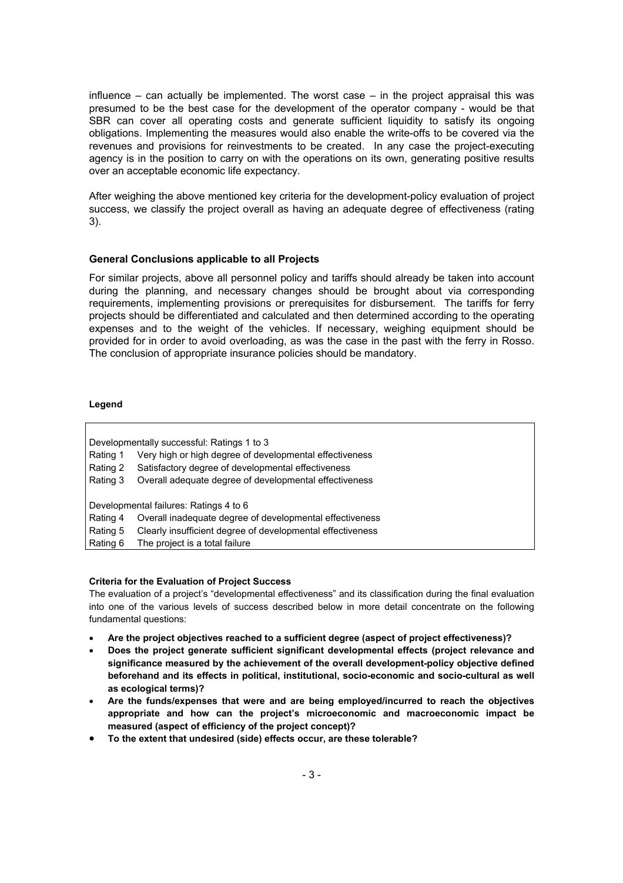influence – can actually be implemented. The worst case – in the project appraisal this was presumed to be the best case for the development of the operator company - would be that SBR can cover all operating costs and generate sufficient liquidity to satisfy its ongoing obligations. Implementing the measures would also enable the write-offs to be covered via the revenues and provisions for reinvestments to be created. In any case the project-executing agency is in the position to carry on with the operations on its own, generating positive results over an acceptable economic life expectancy.

After weighing the above mentioned key criteria for the development-policy evaluation of project success, we classify the project overall as having an adequate degree of effectiveness (rating 3).

### General Conclusions applicable to all Projects

For similar projects, above all personnel policy and tariffs should already be taken into account during the planning, and necessary changes should be brought about via corresponding requirements, implementing provisions or prerequisites for disbursement. The tariffs for ferry projects should be differentiated and calculated and then determined according to the operating expenses and to the weight of the vehicles. If necessary, weighing equipment should be provided for in order to avoid overloading, as was the case in the past with the ferry in Rosso. The conclusion of appropriate insurance policies should be mandatory.

#### Legend

| Developmentally successful: Ratings 1 to 3 | |
|---|---|
| Rating 1 | Very high or high degree of developmental effectiveness |
| Rating 2 | Satisfactory degree of developmental effectiveness |
| Rating 3 | Overall adequate degree of developmental effectiveness |
| **Developmental failures: Ratings 4 to 6** | |
| Rating 4 | Overall inadequate degree of developmental effectiveness |
| Rating 5 | Clearly insufficient degree of developmental effectiveness |
| Rating 6 | The project is a total failure |

#### Criteria for the Evaluation of Project Success

The evaluation of a project's "developmental effectiveness" and its classification during the final evaluation into one of the various levels of success described below in more detail concentrate on the following fundamental questions:

- **Are the project objectives reached to a sufficient degree (aspect of project effectiveness)?**
- **Does the project generate sufficient significant developmental effects (project relevance and significance measured by the achievement of the overall development-policy objective defined beforehand and its effects in political, institutional, socio-economic and socio-cultural as well as ecological terms)?**
- **Are the funds/expenses that were and are being employed/incurred to reach the objectives appropriate and how can the project's microeconomic and macroeconomic impact be measured (aspect of efficiency of the project concept)?**
- **To the extent that undesired (side) effects occur, are these tolerable?**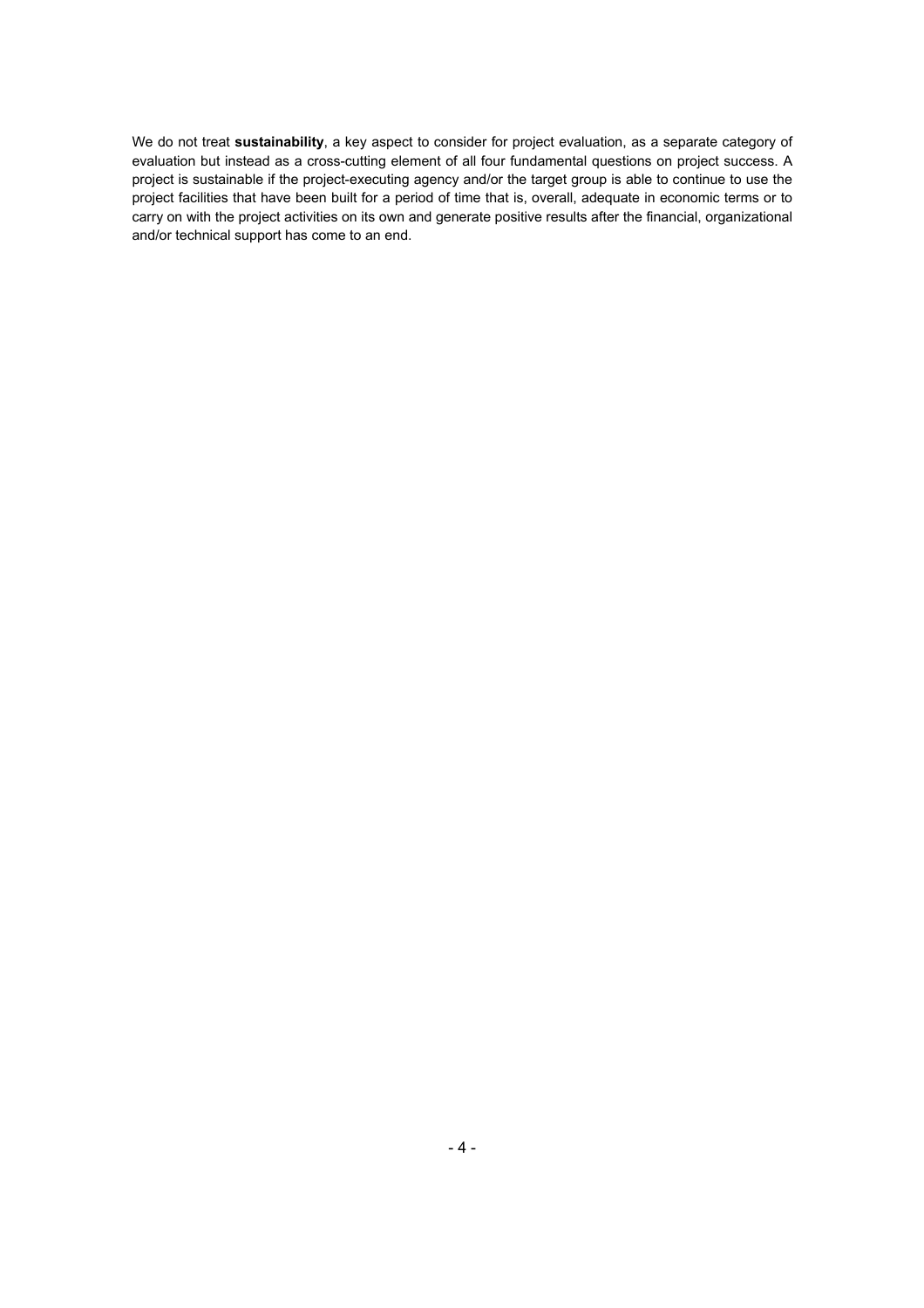We do not treat **sustainability**, a key aspect to consider for project evaluation, as a separate category of evaluation but instead as a cross-cutting element of all four fundamental questions on project success. A project is sustainable if the project-executing agency and/or the target group is able to continue to use the project facilities that have been built for a period of time that is, overall, adequate in economic terms or to carry on with the project activities on its own and generate positive results after the financial, organizational and/or technical support has come to an end.